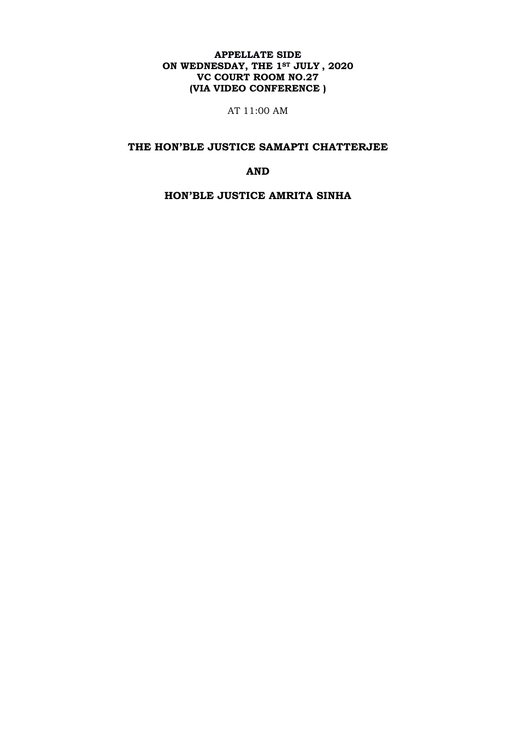**APPELLATE SIDE**
**ON WEDNESDAY, THE 1ST JULY , 2020**
**VC COURT ROOM NO.27**
**(VIA VIDEO CONFERENCE )**

AT 11:00 AM

**THE HON'BLE JUSTICE SAMAPTI CHATTERJEE**

**AND**

**HON'BLE JUSTICE AMRITA SINHA**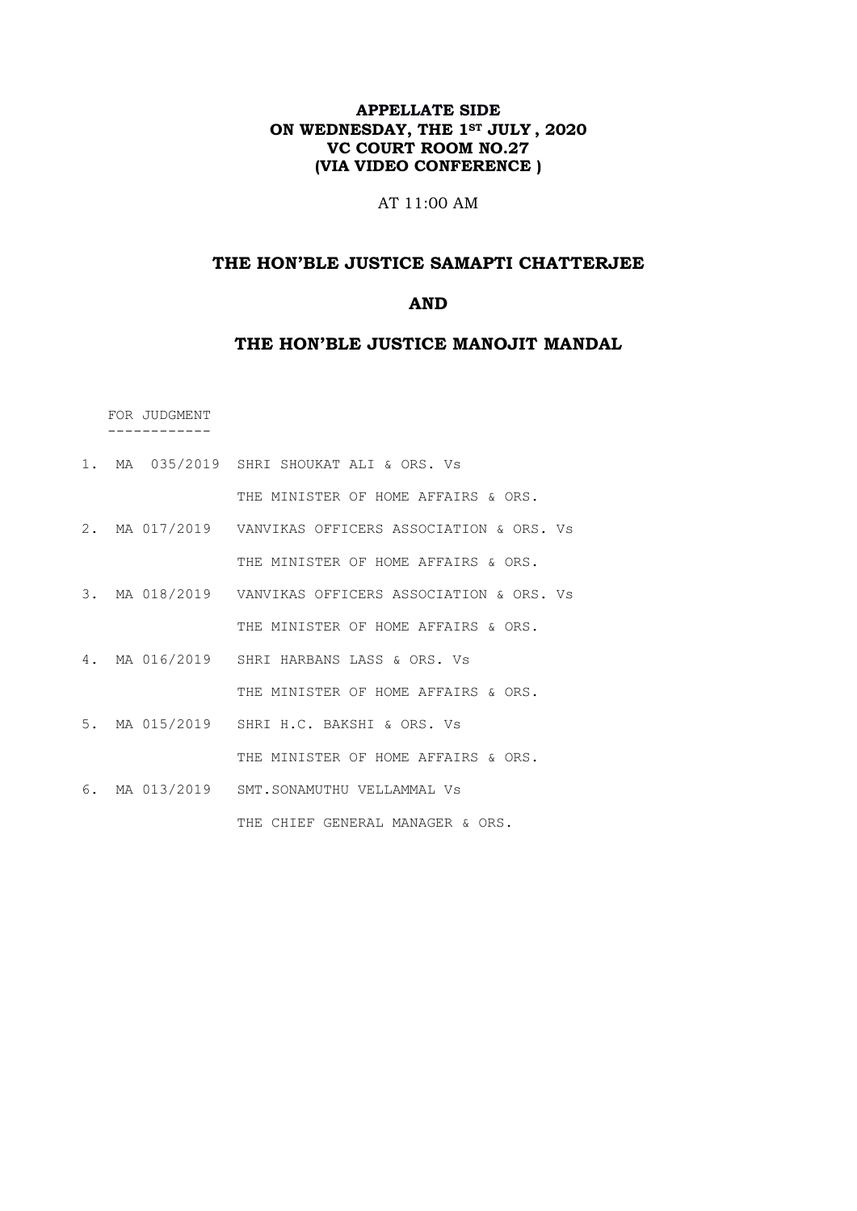**APPELLATE SIDE**
**ON WEDNESDAY, THE 1ST JULY , 2020**
**VC COURT ROOM NO.27**
**(VIA VIDEO CONFERENCE )**

AT 11:00 AM

## THE HON'BLE JUSTICE SAMAPTI CHATTERJEE

## AND

## THE HON'BLE JUSTICE MANOJIT MANDAL

FOR JUDGMENT
------------

1. MA 035/2019 SHRI SHOUKAT ALI & ORS. Vs
   THE MINISTER OF HOME AFFAIRS & ORS.
2. MA 017/2019 VANVIKAS OFFICERS ASSOCIATION & ORS. Vs
   THE MINISTER OF HOME AFFAIRS & ORS.
3. MA 018/2019 VANVIKAS OFFICERS ASSOCIATION & ORS. Vs
   THE MINISTER OF HOME AFFAIRS & ORS.
4. MA 016/2019 SHRI HARBANS LASS & ORS. Vs
   THE MINISTER OF HOME AFFAIRS & ORS.
5. MA 015/2019 SHRI H.C. BAKSHI & ORS. Vs
   THE MINISTER OF HOME AFFAIRS & ORS.
6. MA 013/2019 SMT.SONAMUTHU VELLAMMAL Vs
   THE CHIEF GENERAL MANAGER & ORS.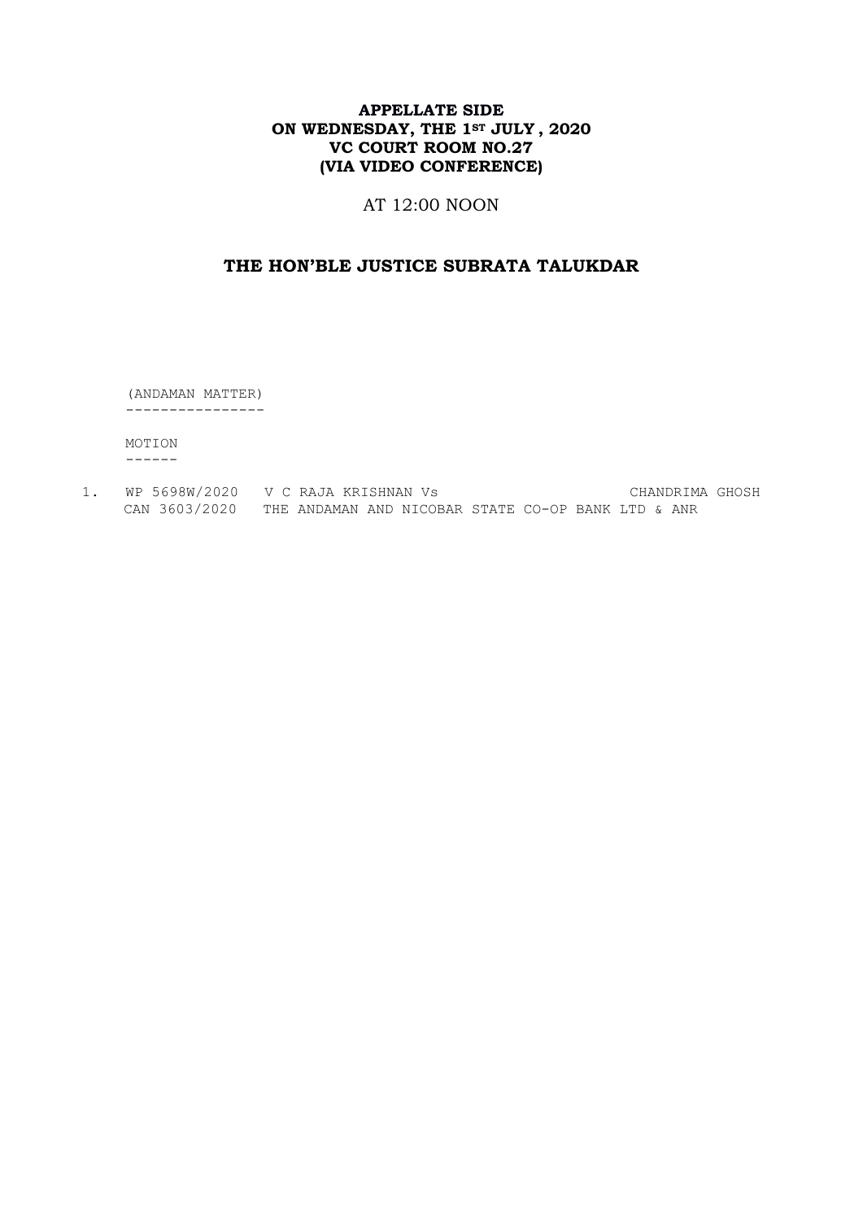**APPELLATE SIDE**
**ON WEDNESDAY, THE 1ST JULY , 2020**
**VC COURT ROOM NO.27**
**(VIA VIDEO CONFERENCE)**

AT 12:00 NOON

## THE HON'BLE JUSTICE SUBRATA TALUKDAR

(ANDAMAN MATTER)
----------------

MOTION
------

1. WP 5698W/2020 V C RAJA KRISHNAN Vs CHANDRIMA GHOSH
   CAN 3603/2020 THE ANDAMAN AND NICOBAR STATE CO-OP BANK LTD & ANR